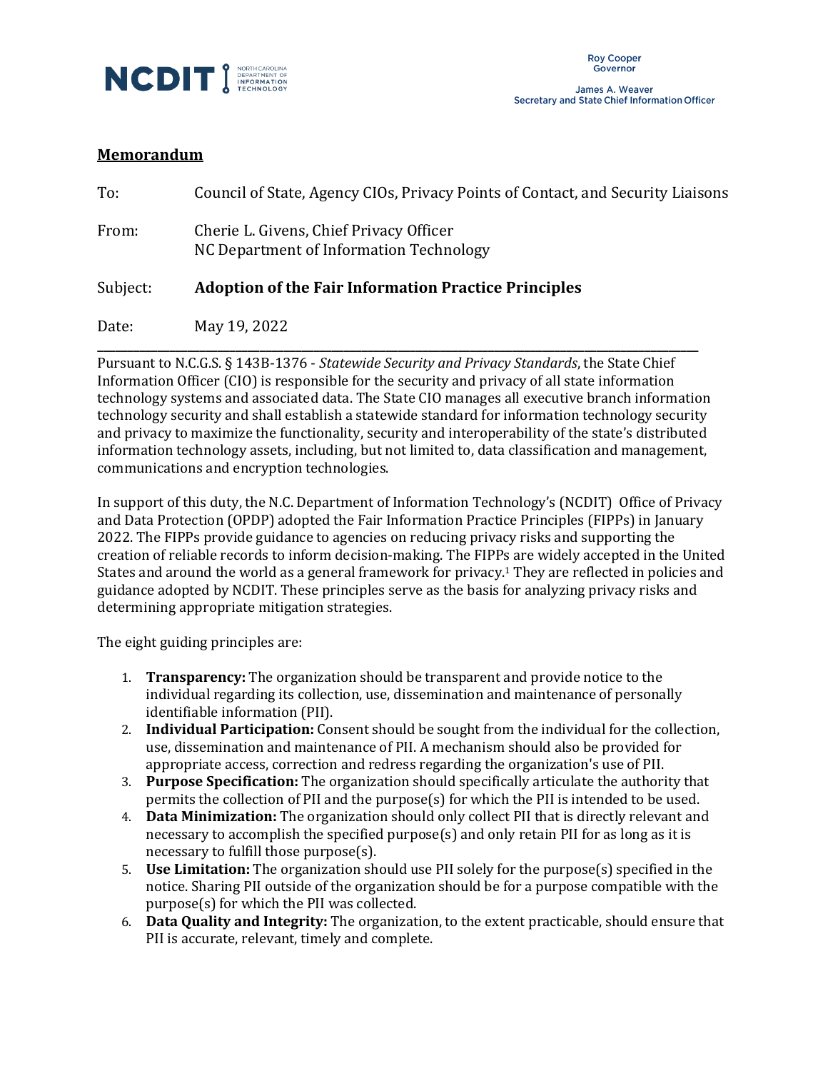NCDIT | NORTH CAROLINA DEPARTMENT OF INFORMATION TECHNOLOGY

Roy Cooper
Governor

James A. Weaver
Secretary and State Chief Information Officer

**Memorandum**

To: Council of State, Agency CIOs, Privacy Points of Contact, and Security Liaisons

From: Cherie L. Givens, Chief Privacy Officer
NC Department of Information Technology

Subject: **Adoption of the Fair Information Practice Principles**

Date: May 19, 2022

---

Pursuant to N.C.G.S. § 143B-1376 - *Statewide Security and Privacy Standards*, the State Chief Information Officer (CIO) is responsible for the security and privacy of all state information technology systems and associated data. The State CIO manages all executive branch information technology security and shall establish a statewide standard for information technology security and privacy to maximize the functionality, security and interoperability of the state's distributed information technology assets, including, but not limited to, data classification and management, communications and encryption technologies.

In support of this duty, the N.C. Department of Information Technology's (NCDIT) Office of Privacy and Data Protection (OPDP) adopted the Fair Information Practice Principles (FIPPs) in January 2022. The FIPPs provide guidance to agencies on reducing privacy risks and supporting the creation of reliable records to inform decision-making. The FIPPs are widely accepted in the United States and around the world as a general framework for privacy.[1] They are reflected in policies and guidance adopted by NCDIT. These principles serve as the basis for analyzing privacy risks and determining appropriate mitigation strategies.

The eight guiding principles are:

1. **Transparency:** The organization should be transparent and provide notice to the individual regarding its collection, use, dissemination and maintenance of personally identifiable information (PII).
2. **Individual Participation:** Consent should be sought from the individual for the collection, use, dissemination and maintenance of PII. A mechanism should also be provided for appropriate access, correction and redress regarding the organization's use of PII.
3. **Purpose Specification:** The organization should specifically articulate the authority that permits the collection of PII and the purpose(s) for which the PII is intended to be used.
4. **Data Minimization:** The organization should only collect PII that is directly relevant and necessary to accomplish the specified purpose(s) and only retain PII for as long as it is necessary to fulfill those purpose(s).
5. **Use Limitation:** The organization should use PII solely for the purpose(s) specified in the notice. Sharing PII outside of the organization should be for a purpose compatible with the purpose(s) for which the PII was collected.
6. **Data Quality and Integrity:** The organization, to the extent practicable, should ensure that PII is accurate, relevant, timely and complete.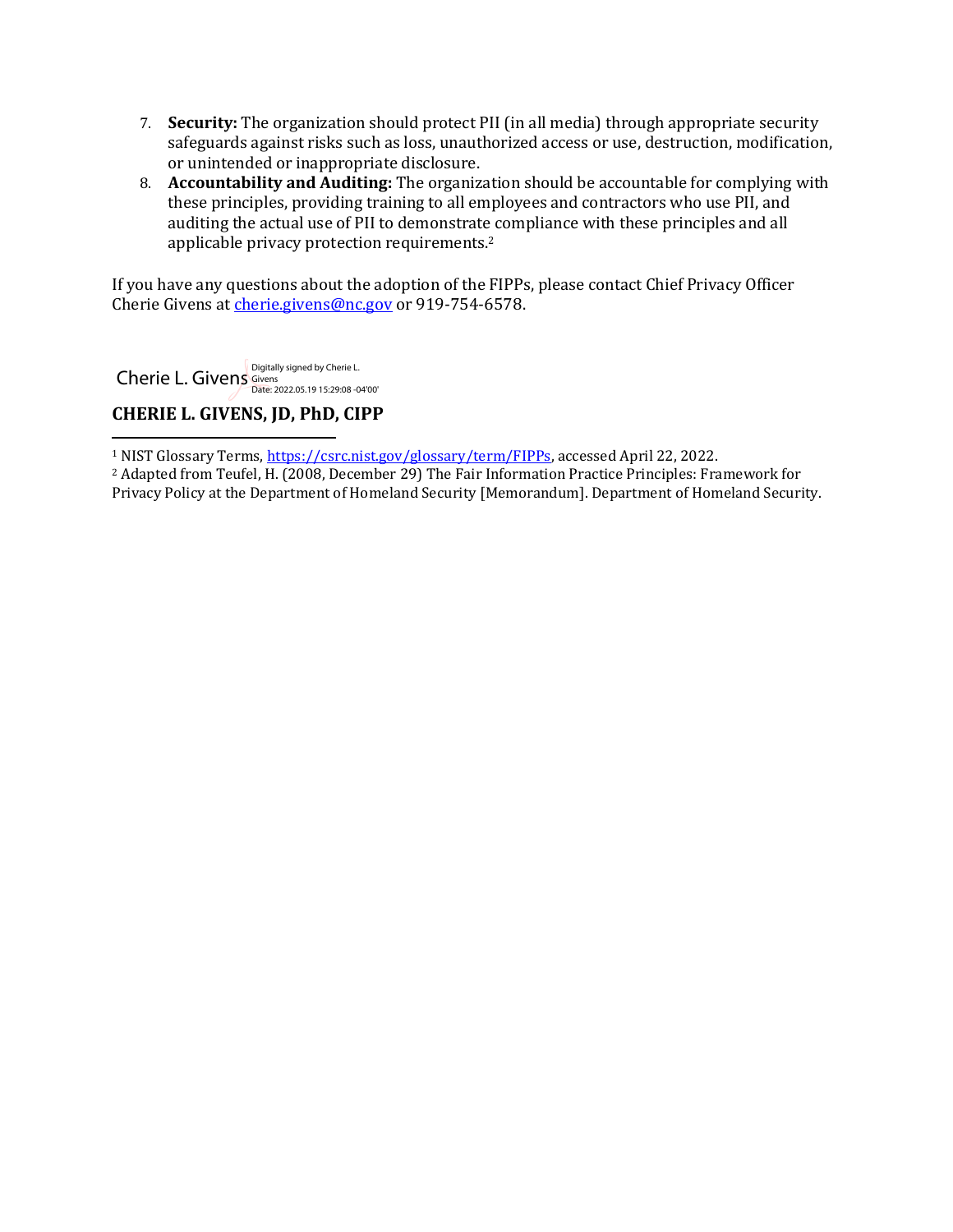7. **Security:** The organization should protect PII (in all media) through appropriate security safeguards against risks such as loss, unauthorized access or use, destruction, modification, or unintended or inappropriate disclosure.
8. **Accountability and Auditing:** The organization should be accountable for complying with these principles, providing training to all employees and contractors who use PII, and auditing the actual use of PII to demonstrate compliance with these principles and all applicable privacy protection requirements.[2]

If you have any questions about the adoption of the FIPPs, please contact Chief Privacy Officer Cherie Givens at cherie.givens@nc.gov or 919-754-6578.

Cherie L. Givens Digitally signed by Cherie L. Givens Date: 2022.05.19 15:29:08 -04'00'

**CHERIE L. GIVENS, JD, PhD, CIPP**

---

[1] NIST Glossary Terms, https://csrc.nist.gov/glossary/term/FIPPs, accessed April 22, 2022.

[2] Adapted from Teufel, H. (2008, December 29) The Fair Information Practice Principles: Framework for Privacy Policy at the Department of Homeland Security [Memorandum]. Department of Homeland Security.